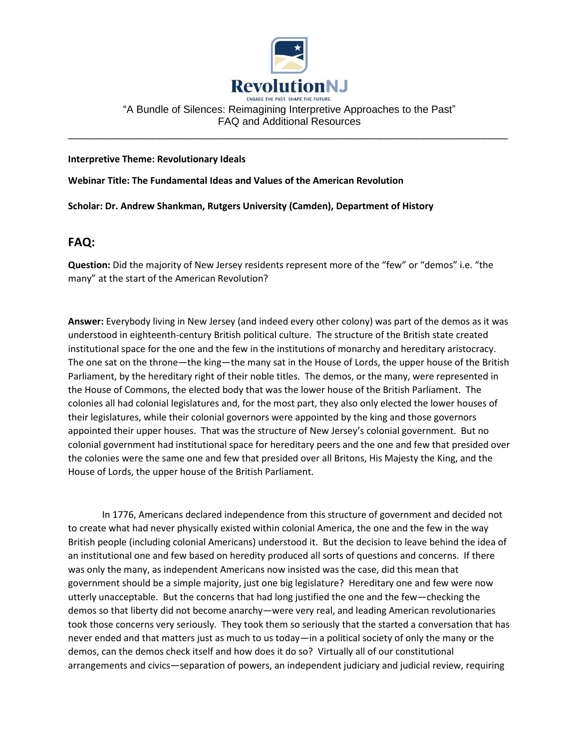RevolutionNJ

ENGAGE THE PAST. SHAPE THE FUTURE.

"A Bundle of Silences: Reimagining Interpretive Approaches to the Past"
FAQ and Additional Resources

---

**Interpretive Theme: Revolutionary Ideals**

**Webinar Title: The Fundamental Ideas and Values of the American Revolution**

**Scholar: Dr. Andrew Shankman, Rutgers University (Camden), Department of History**

## FAQ:

**Question:** Did the majority of New Jersey residents represent more of the "few" or "demos" i.e. "the many" at the start of the American Revolution?

**Answer:** Everybody living in New Jersey (and indeed every other colony) was part of the demos as it was understood in eighteenth-century British political culture. The structure of the British state created institutional space for the one and the few in the institutions of monarchy and hereditary aristocracy. The one sat on the throne—the king—the many sat in the House of Lords, the upper house of the British Parliament, by the hereditary right of their noble titles. The demos, or the many, were represented in the House of Commons, the elected body that was the lower house of the British Parliament. The colonies all had colonial legislatures and, for the most part, they also only elected the lower houses of their legislatures, while their colonial governors were appointed by the king and those governors appointed their upper houses. That was the structure of New Jersey's colonial government. But no colonial government had institutional space for hereditary peers and the one and few that presided over the colonies were the same one and few that presided over all Britons, His Majesty the King, and the House of Lords, the upper house of the British Parliament.

In 1776, Americans declared independence from this structure of government and decided not to create what had never physically existed within colonial America, the one and the few in the way British people (including colonial Americans) understood it. But the decision to leave behind the idea of an institutional one and few based on heredity produced all sorts of questions and concerns. If there was only the many, as independent Americans now insisted was the case, did this mean that government should be a simple majority, just one big legislature? Hereditary one and few were now utterly unacceptable. But the concerns that had long justified the one and the few—checking the demos so that liberty did not become anarchy—were very real, and leading American revolutionaries took those concerns very seriously. They took them so seriously that the started a conversation that has never ended and that matters just as much to us today—in a political society of only the many or the demos, can the demos check itself and how does it do so? Virtually all of our constitutional arrangements and civics—separation of powers, an independent judiciary and judicial review, requiring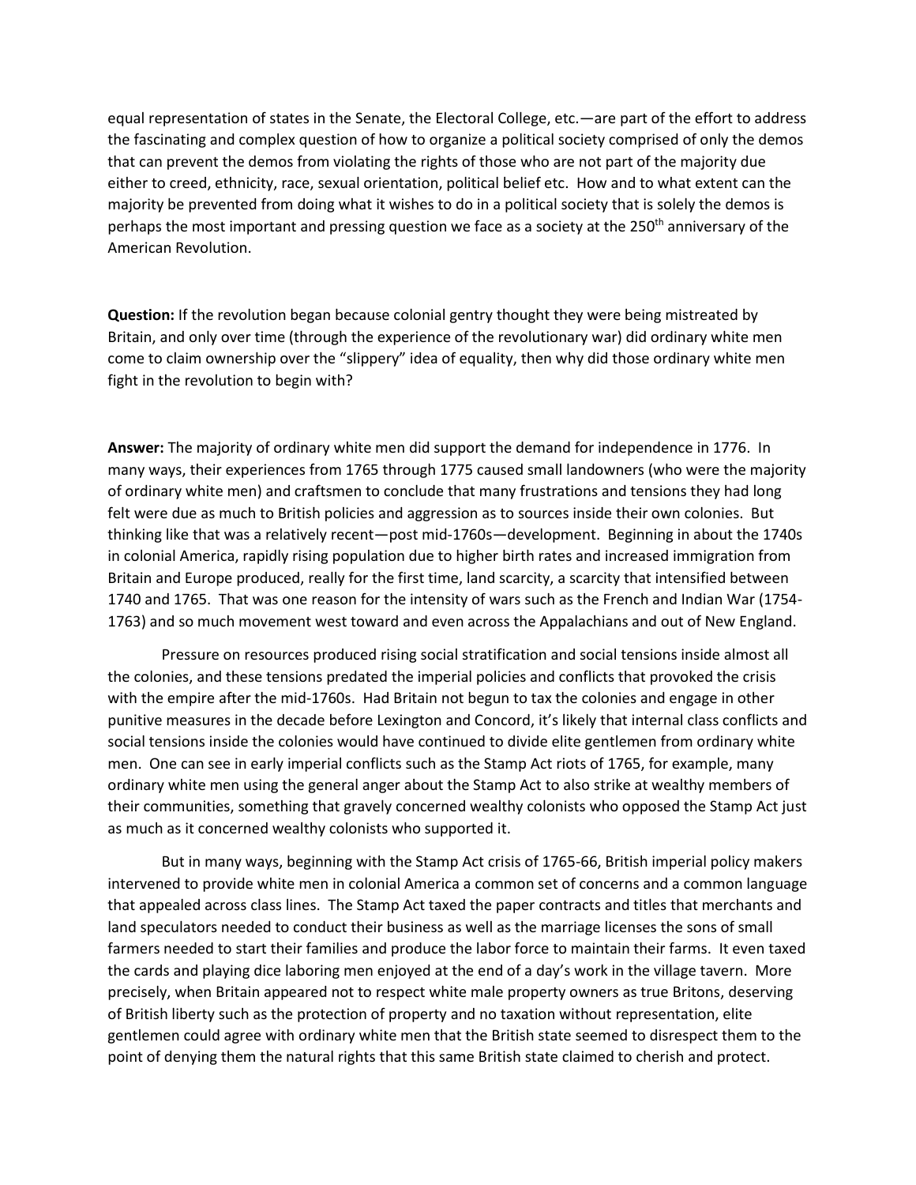equal representation of states in the Senate, the Electoral College, etc.—are part of the effort to address the fascinating and complex question of how to organize a political society comprised of only the demos that can prevent the demos from violating the rights of those who are not part of the majority due either to creed, ethnicity, race, sexual orientation, political belief etc. How and to what extent can the majority be prevented from doing what it wishes to do in a political society that is solely the demos is perhaps the most important and pressing question we face as a society at the 250th anniversary of the American Revolution.

**Question:** If the revolution began because colonial gentry thought they were being mistreated by Britain, and only over time (through the experience of the revolutionary war) did ordinary white men come to claim ownership over the "slippery" idea of equality, then why did those ordinary white men fight in the revolution to begin with?

**Answer:** The majority of ordinary white men did support the demand for independence in 1776. In many ways, their experiences from 1765 through 1775 caused small landowners (who were the majority of ordinary white men) and craftsmen to conclude that many frustrations and tensions they had long felt were due as much to British policies and aggression as to sources inside their own colonies. But thinking like that was a relatively recent—post mid-1760s—development. Beginning in about the 1740s in colonial America, rapidly rising population due to higher birth rates and increased immigration from Britain and Europe produced, really for the first time, land scarcity, a scarcity that intensified between 1740 and 1765. That was one reason for the intensity of wars such as the French and Indian War (1754-1763) and so much movement west toward and even across the Appalachians and out of New England.

Pressure on resources produced rising social stratification and social tensions inside almost all the colonies, and these tensions predated the imperial policies and conflicts that provoked the crisis with the empire after the mid-1760s. Had Britain not begun to tax the colonies and engage in other punitive measures in the decade before Lexington and Concord, it's likely that internal class conflicts and social tensions inside the colonies would have continued to divide elite gentlemen from ordinary white men. One can see in early imperial conflicts such as the Stamp Act riots of 1765, for example, many ordinary white men using the general anger about the Stamp Act to also strike at wealthy members of their communities, something that gravely concerned wealthy colonists who opposed the Stamp Act just as much as it concerned wealthy colonists who supported it.

But in many ways, beginning with the Stamp Act crisis of 1765-66, British imperial policy makers intervened to provide white men in colonial America a common set of concerns and a common language that appealed across class lines. The Stamp Act taxed the paper contracts and titles that merchants and land speculators needed to conduct their business as well as the marriage licenses the sons of small farmers needed to start their families and produce the labor force to maintain their farms. It even taxed the cards and playing dice laboring men enjoyed at the end of a day's work in the village tavern. More precisely, when Britain appeared not to respect white male property owners as true Britons, deserving of British liberty such as the protection of property and no taxation without representation, elite gentlemen could agree with ordinary white men that the British state seemed to disrespect them to the point of denying them the natural rights that this same British state claimed to cherish and protect.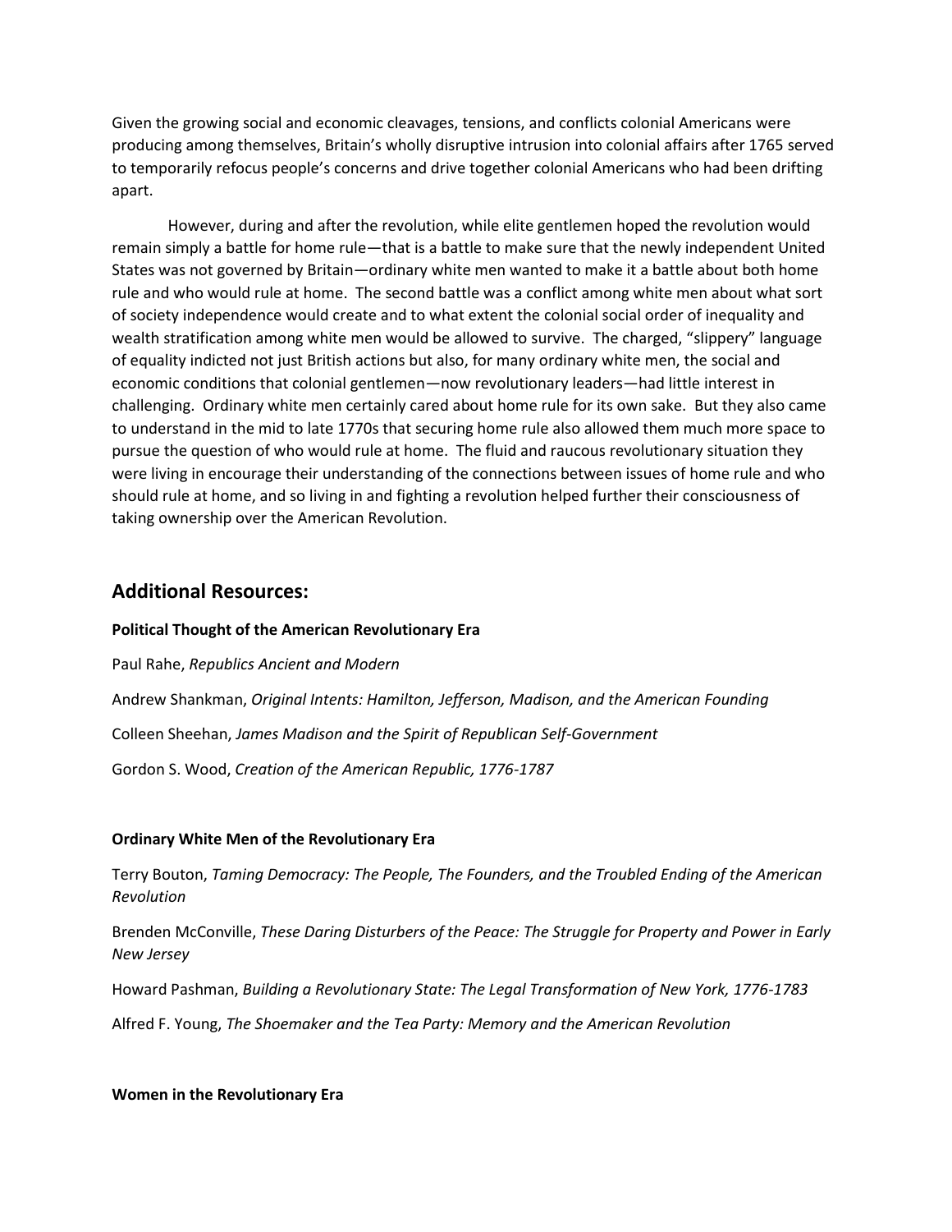Given the growing social and economic cleavages, tensions, and conflicts colonial Americans were producing among themselves, Britain's wholly disruptive intrusion into colonial affairs after 1765 served to temporarily refocus people's concerns and drive together colonial Americans who had been drifting apart.

However, during and after the revolution, while elite gentlemen hoped the revolution would remain simply a battle for home rule—that is a battle to make sure that the newly independent United States was not governed by Britain—ordinary white men wanted to make it a battle about both home rule and who would rule at home. The second battle was a conflict among white men about what sort of society independence would create and to what extent the colonial social order of inequality and wealth stratification among white men would be allowed to survive. The charged, "slippery" language of equality indicted not just British actions but also, for many ordinary white men, the social and economic conditions that colonial gentlemen—now revolutionary leaders—had little interest in challenging. Ordinary white men certainly cared about home rule for its own sake. But they also came to understand in the mid to late 1770s that securing home rule also allowed them much more space to pursue the question of who would rule at home. The fluid and raucous revolutionary situation they were living in encourage their understanding of the connections between issues of home rule and who should rule at home, and so living in and fighting a revolution helped further their consciousness of taking ownership over the American Revolution.

## Additional Resources:

**Political Thought of the American Revolutionary Era**

Paul Rahe, *Republics Ancient and Modern*

Andrew Shankman, *Original Intents: Hamilton, Jefferson, Madison, and the American Founding*

Colleen Sheehan, *James Madison and the Spirit of Republican Self-Government*

Gordon S. Wood, *Creation of the American Republic, 1776-1787*

**Ordinary White Men of the Revolutionary Era**

Terry Bouton, *Taming Democracy: The People, The Founders, and the Troubled Ending of the American Revolution*

Brenden McConville, *These Daring Disturbers of the Peace: The Struggle for Property and Power in Early New Jersey*

Howard Pashman, *Building a Revolutionary State: The Legal Transformation of New York, 1776-1783*

Alfred F. Young, *The Shoemaker and the Tea Party: Memory and the American Revolution*

**Women in the Revolutionary Era**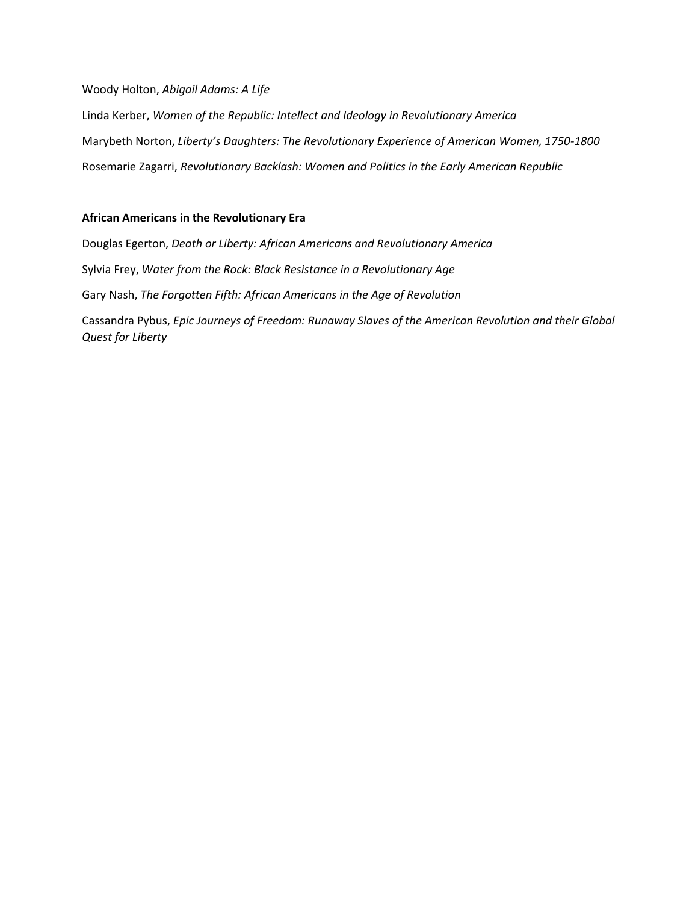Woody Holton, *Abigail Adams: A Life*

Linda Kerber, *Women of the Republic: Intellect and Ideology in Revolutionary America*

Marybeth Norton, *Liberty's Daughters: The Revolutionary Experience of American Women, 1750-1800*

Rosemarie Zagarri, *Revolutionary Backlash: Women and Politics in the Early American Republic*

**African Americans in the Revolutionary Era**

Douglas Egerton, *Death or Liberty: African Americans and Revolutionary America*

Sylvia Frey, *Water from the Rock: Black Resistance in a Revolutionary Age*

Gary Nash, *The Forgotten Fifth: African Americans in the Age of Revolution*

Cassandra Pybus, *Epic Journeys of Freedom: Runaway Slaves of the American Revolution and their Global Quest for Liberty*